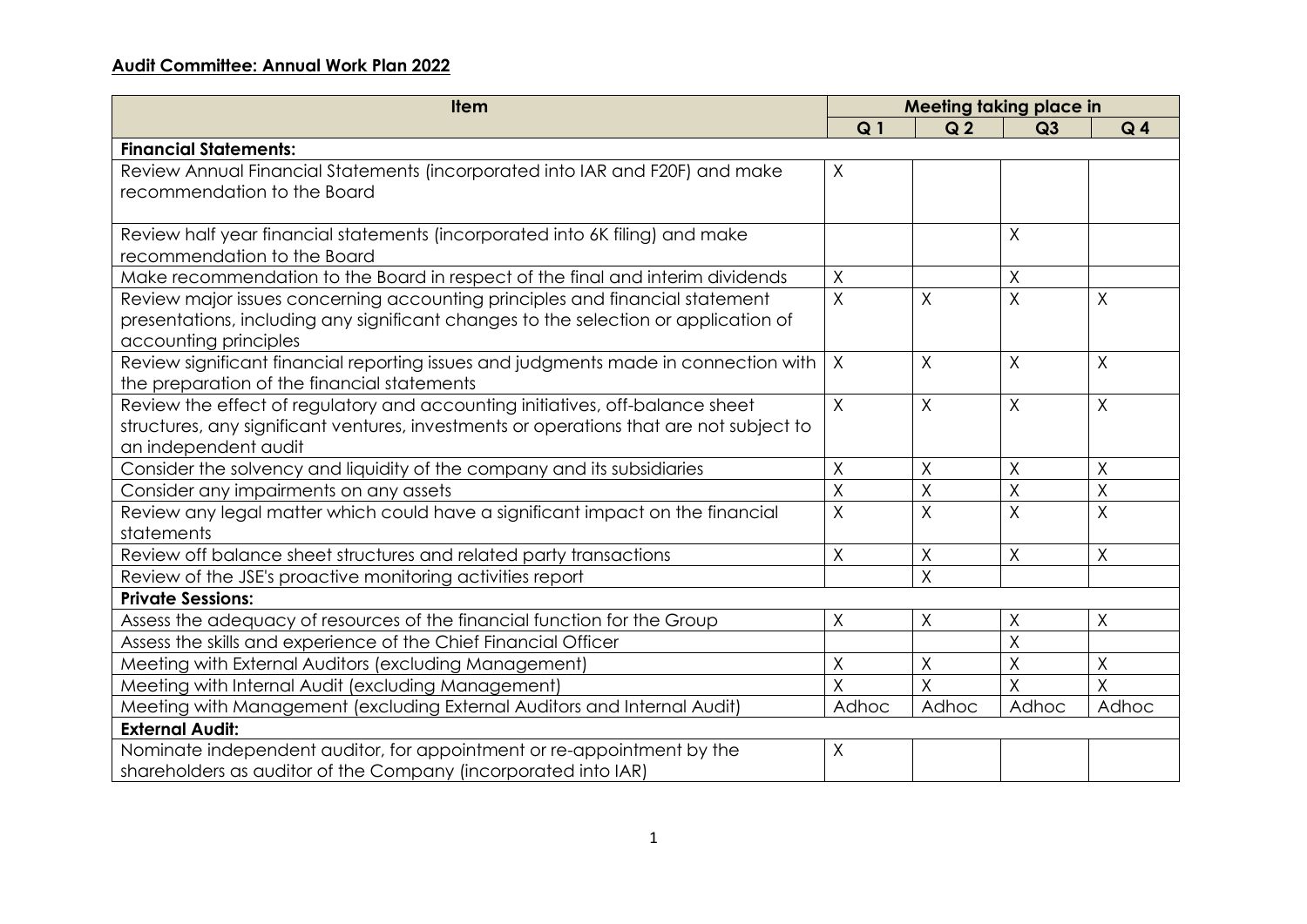## **Audit Committee: Annual Work Plan 2022**

| Item | Meeting taking place in | | | |
|---|---|---|---|---|
| | Q 1 | Q 2 | Q3 | Q 4 |
| **Financial Statements:** | | | | |
| Review Annual Financial Statements (incorporated into IAR and F20F) and make recommendation to the Board | X | | | |
| Review half year financial statements (incorporated into 6K filing) and make recommendation to the Board | | | X | |
| Make recommendation to the Board in respect of the final and interim dividends | X | | X | |
| Review major issues concerning accounting principles and financial statement presentations, including any significant changes to the selection or application of accounting principles | X | X | X | X |
| Review significant financial reporting issues and judgments made in connection with the preparation of the financial statements | X | X | X | X |
| Review the effect of regulatory and accounting initiatives, off-balance sheet structures, any significant ventures, investments or operations that are not subject to an independent audit | X | X | X | X |
| Consider the solvency and liquidity of the company and its subsidiaries | X | X | X | X |
| Consider any impairments on any assets | X | X | X | X |
| Review any legal matter which could have a significant impact on the financial statements | X | X | X | X |
| Review off balance sheet structures and related party transactions | X | X | X | X |
| Review of the JSE's proactive monitoring activities report | | X | | |
| **Private Sessions:** | | | | |
| Assess the adequacy of resources of the financial function for the Group | X | X | X | X |
| Assess the skills and experience of the Chief Financial Officer | | | X | |
| Meeting with External Auditors (excluding Management) | X | X | X | X |
| Meeting with Internal Audit (excluding Management) | X | X | X | X |
| Meeting with Management (excluding External Auditors and Internal Audit) | Adhoc | Adhoc | Adhoc | Adhoc |
| **External Audit:** | | | | |
| Nominate independent auditor, for appointment or re-appointment by the shareholders as auditor of the Company (incorporated into IAR) | X | | | |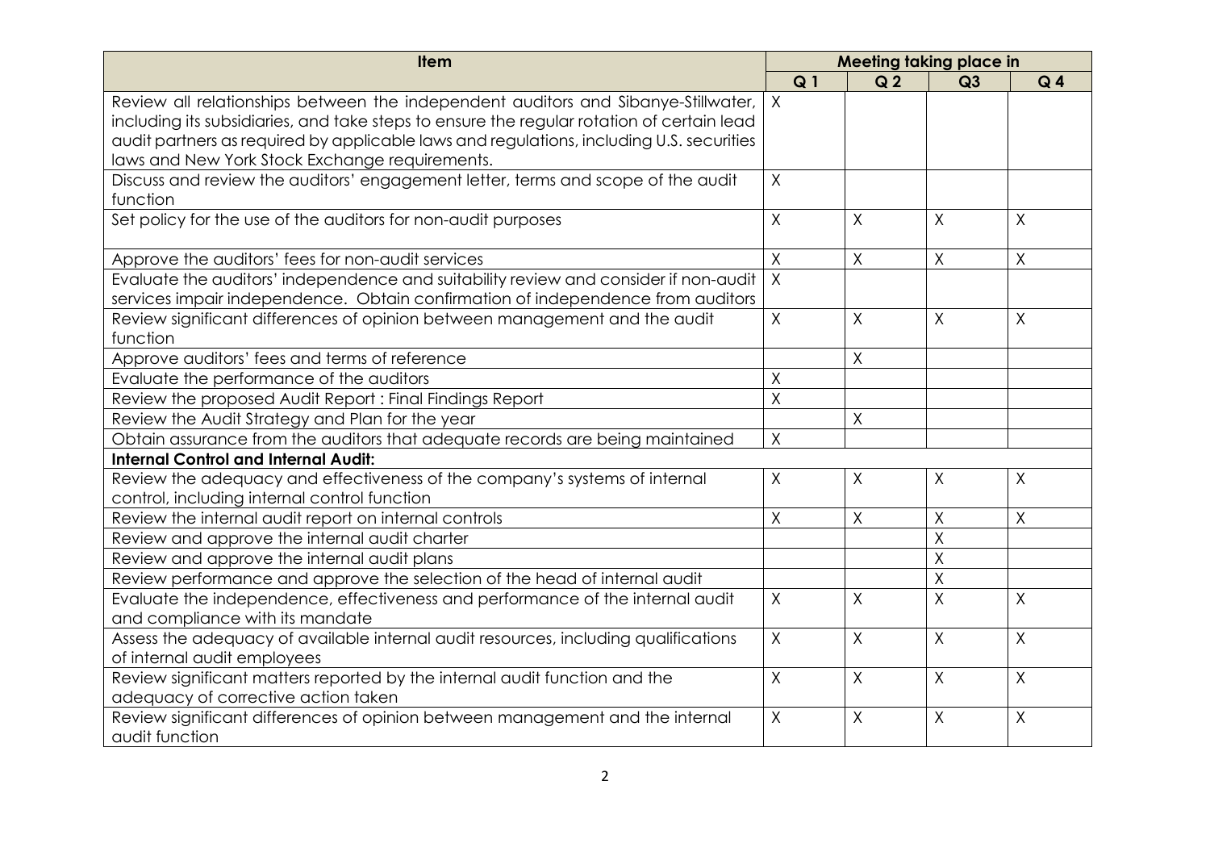| Item | Meeting taking place in | | | |
|---|---|---|---|---|
| | Q 1 | Q 2 | Q3 | Q 4 |
| Review all relationships between the independent auditors and Sibanye-Stillwater, including its subsidiaries, and take steps to ensure the regular rotation of certain lead audit partners as required by applicable laws and regulations, including U.S. securities laws and New York Stock Exchange requirements. | X | | | |
| Discuss and review the auditors' engagement letter, terms and scope of the audit function | X | | | |
| Set policy for the use of the auditors for non-audit purposes | X | X | X | X |
| Approve the auditors' fees for non-audit services | X | X | X | X |
| Evaluate the auditors' independence and suitability review and consider if non-audit services impair independence. Obtain confirmation of independence from auditors | X | | | |
| Review significant differences of opinion between management and the audit function | X | X | X | X |
| Approve auditors' fees and terms of reference | | X | | |
| Evaluate the performance of the auditors | X | | | |
| Review the proposed Audit Report : Final Findings Report | X | | | |
| Review the Audit Strategy and Plan for the year | | X | | |
| Obtain assurance from the auditors that adequate records are being maintained | X | | | |
| **Internal Control and Internal Audit:** | | | | |
| Review the adequacy and effectiveness of the company's systems of internal control, including internal control function | X | X | X | X |
| Review the internal audit report on internal controls | X | X | X | X |
| Review and approve the internal audit charter | | | X | |
| Review and approve the internal audit plans | | | X | |
| Review performance and approve the selection of the head of internal audit | | | X | |
| Evaluate the independence, effectiveness and performance of the internal audit and compliance with its mandate | X | X | X | X |
| Assess the adequacy of available internal audit resources, including qualifications of internal audit employees | X | X | X | X |
| Review significant matters reported by the internal audit function and the adequacy of corrective action taken | X | X | X | X |
| Review significant differences of opinion between management and the internal audit function | X | X | X | X |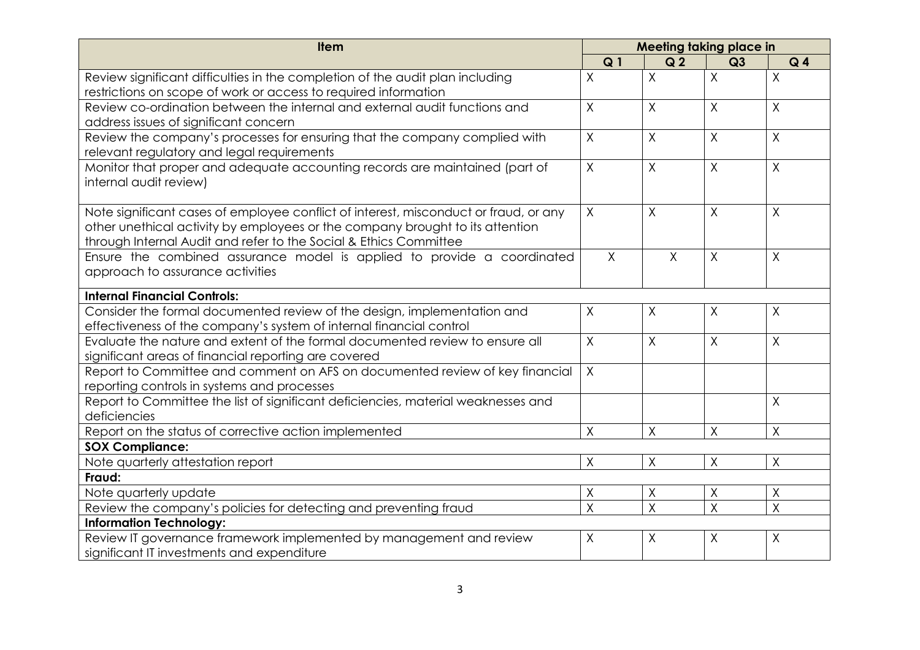| Item | Meeting taking place in | | | |
|---|---|---|---|---|
| | **Q 1** | **Q 2** | **Q3** | **Q 4** |
| Review significant difficulties in the completion of the audit plan including restrictions on scope of work or access to required information | X | X | X | X |
| Review co-ordination between the internal and external audit functions and address issues of significant concern | X | X | X | X |
| Review the company's processes for ensuring that the company complied with relevant regulatory and legal requirements | X | X | X | X |
| Monitor that proper and adequate accounting records are maintained (part of internal audit review) | X | X | X | X |
| Note significant cases of employee conflict of interest, misconduct or fraud, or any other unethical activity by employees or the company brought to its attention through Internal Audit and refer to the Social & Ethics Committee | X | X | X | X |
| Ensure the combined assurance model is applied to provide a coordinated approach to assurance activities | X | X | X | X |
| **Internal Financial Controls:** | | | | |
| Consider the formal documented review of the design, implementation and effectiveness of the company's system of internal financial control | X | X | X | X |
| Evaluate the nature and extent of the formal documented review to ensure all significant areas of financial reporting are covered | X | X | X | X |
| Report to Committee and comment on AFS on documented review of key financial reporting controls in systems and processes | X | | | |
| Report to Committee the list of significant deficiencies, material weaknesses and deficiencies | | | | X |
| Report on the status of corrective action implemented | X | X | X | X |
| **SOX Compliance:** | | | | |
| Note quarterly attestation report | X | X | X | X |
| **Fraud:** | | | | |
| Note quarterly update | X | X | X | X |
| Review the company's policies for detecting and preventing fraud | X | X | X | X |
| **Information Technology:** | | | | |
| Review IT governance framework implemented by management and review significant IT investments and expenditure | X | X | X | X |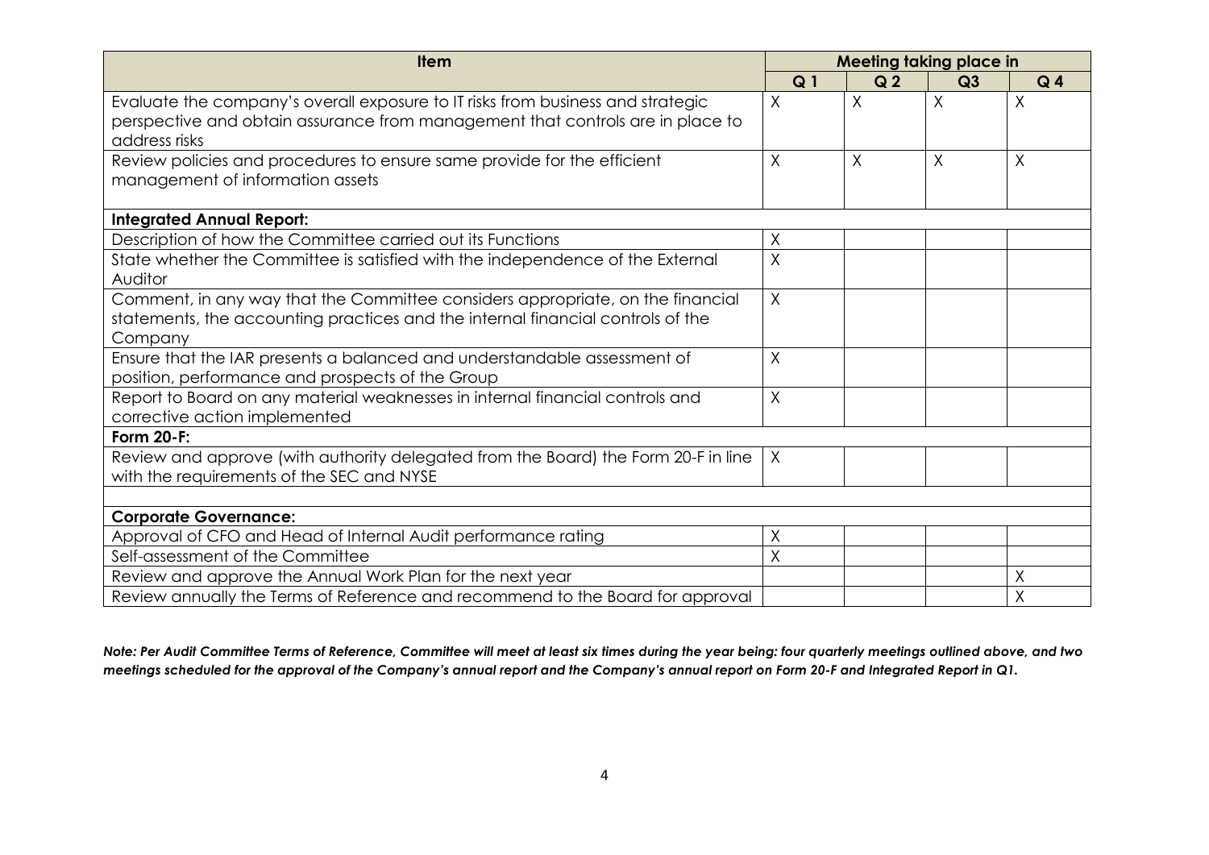| Item | Meeting taking place in | | | |
|---|---|---|---|---|
| | Q 1 | Q 2 | Q3 | Q 4 |
| Evaluate the company's overall exposure to IT risks from business and strategic perspective and obtain assurance from management that controls are in place to address risks | X | X | X | X |
| Review policies and procedures to ensure same provide for the efficient management of information assets | X | X | X | X |
| **Integrated Annual Report:** | | | | |
| Description of how the Committee carried out its Functions | X | | | |
| State whether the Committee is satisfied with the independence of the External Auditor | X | | | |
| Comment, in any way that the Committee considers appropriate, on the financial statements, the accounting practices and the internal financial controls of the Company | X | | | |
| Ensure that the IAR presents a balanced and understandable assessment of position, performance and prospects of the Group | X | | | |
| Report to Board on any material weaknesses in internal financial controls and corrective action implemented | X | | | |
| **Form 20-F:** | | | | |
| Review and approve (with authority delegated from the Board) the Form 20-F in line with the requirements of the SEC and NYSE | X | | | |
| | | | | |
| **Corporate Governance:** | | | | |
| Approval of CFO and Head of Internal Audit performance rating | X | | | |
| Self-assessment of the Committee | X | | | |
| Review and approve the Annual Work Plan for the next year | | | | X |
| Review annually the Terms of Reference and recommend to the Board for approval | | | | X |

***Note: Per Audit Committee Terms of Reference, Committee will meet at least six times during the year being: four quarterly meetings outlined above, and two meetings scheduled for the approval of the Company's annual report and the Company's annual report on Form 20-F and Integrated Report in Q1.***